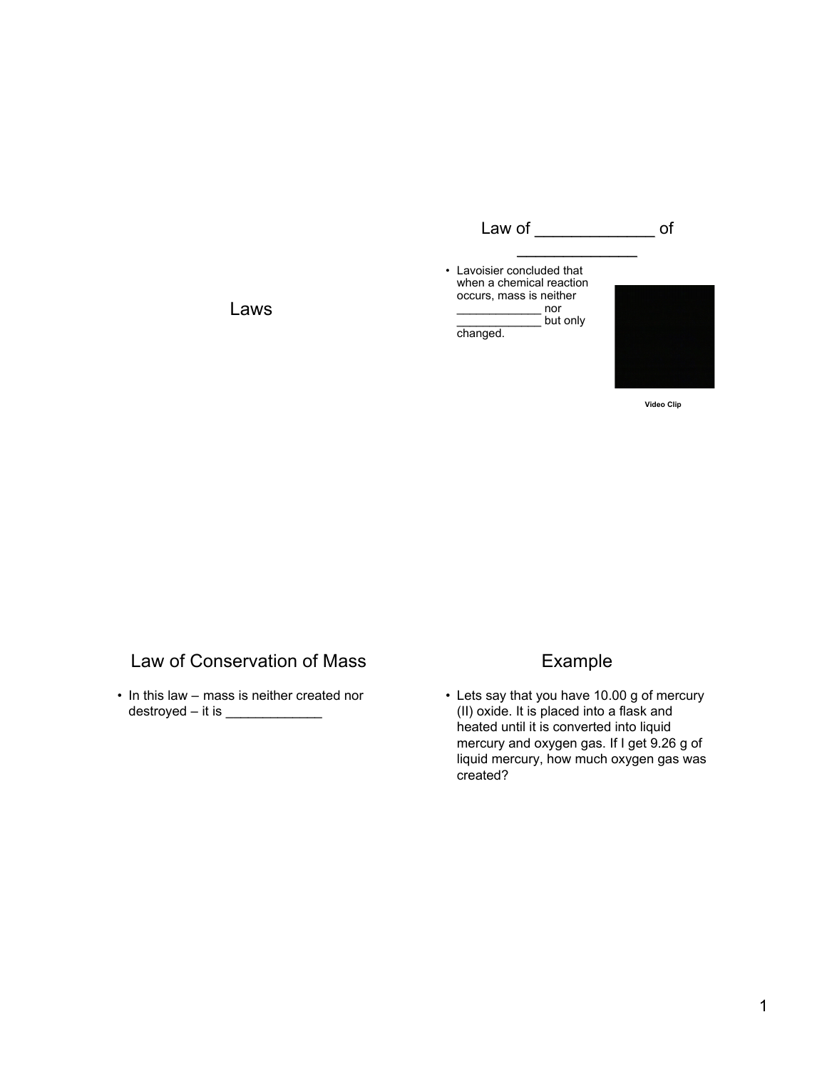# Laws

## Law of _____________ of _____________

- Lavoisier concluded that when a chemical reaction occurs, mass is neither ____________ nor ____________ but only changed.

Video Clip

## Law of Conservation of Mass

- In this law – mass is neither created nor destroyed – it is _____________

## Example

- Lets say that you have 10.00 g of mercury (II) oxide. It is placed into a flask and heated until it is converted into liquid mercury and oxygen gas. If I get 9.26 g of liquid mercury, how much oxygen gas was created?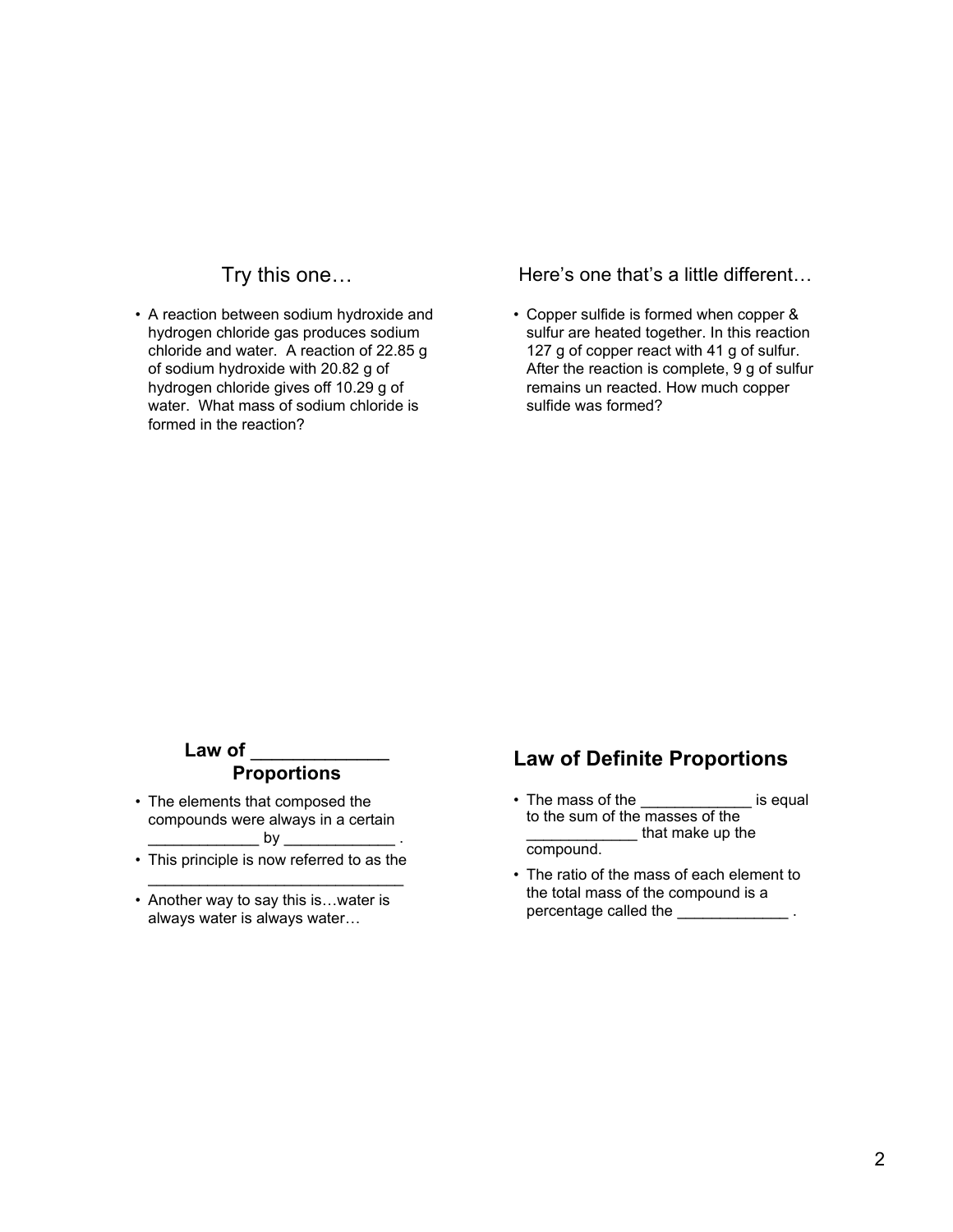## Try this one…

- A reaction between sodium hydroxide and hydrogen chloride gas produces sodium chloride and water. A reaction of 22.85 g of sodium hydroxide with 20.82 g of hydrogen chloride gives off 10.29 g of water. What mass of sodium chloride is formed in the reaction?

## Here's one that's a little different…

- Copper sulfide is formed when copper & sulfur are heated together. In this reaction 127 g of copper react with 41 g of sulfur. After the reaction is complete, 9 g of sulfur remains un reacted. How much copper sulfide was formed?

## Law of _____________ Proportions

- The elements that composed the compounds were always in a certain _____________ by _____________ .
- This principle is now referred to as the _____________________________
- Another way to say this is…water is always water is always water…

## Law of Definite Proportions

- The mass of the _____________ is equal to the sum of the masses of the _____________ that make up the compound.
- The ratio of the mass of each element to the total mass of the compound is a percentage called the _____________ .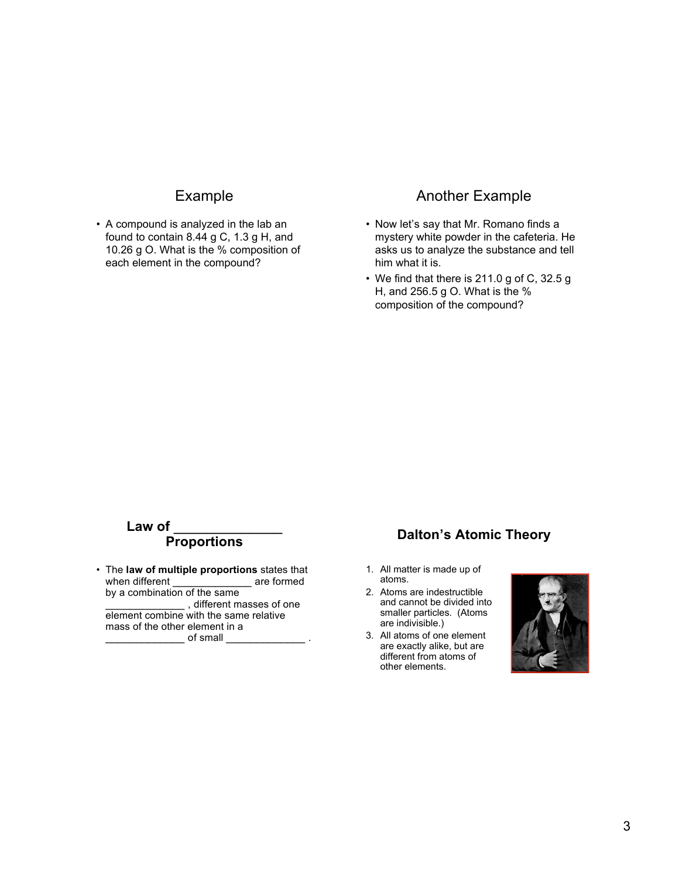## Example

- A compound is analyzed in the lab an found to contain 8.44 g C, 1.3 g H, and 10.26 g O. What is the % composition of each element in the compound?

## Another Example

- Now let's say that Mr. Romano finds a mystery white powder in the cafeteria. He asks us to analyze the substance and tell him what it is.
- We find that there is 211.0 g of C, 32.5 g H, and 256.5 g O. What is the % composition of the compound?

## Law of _______________ Proportions

- The **law of multiple proportions** states that when different ______________ are formed by a combination of the same ______________ , different masses of one element combine with the same relative mass of the other element in a ______________ of small ______________ .

## Dalton's Atomic Theory

1. All matter is made up of atoms.
2. Atoms are indestructible and cannot be divided into smaller particles. (Atoms are indivisible.)
3. All atoms of one element are exactly alike, but are different from atoms of other elements.